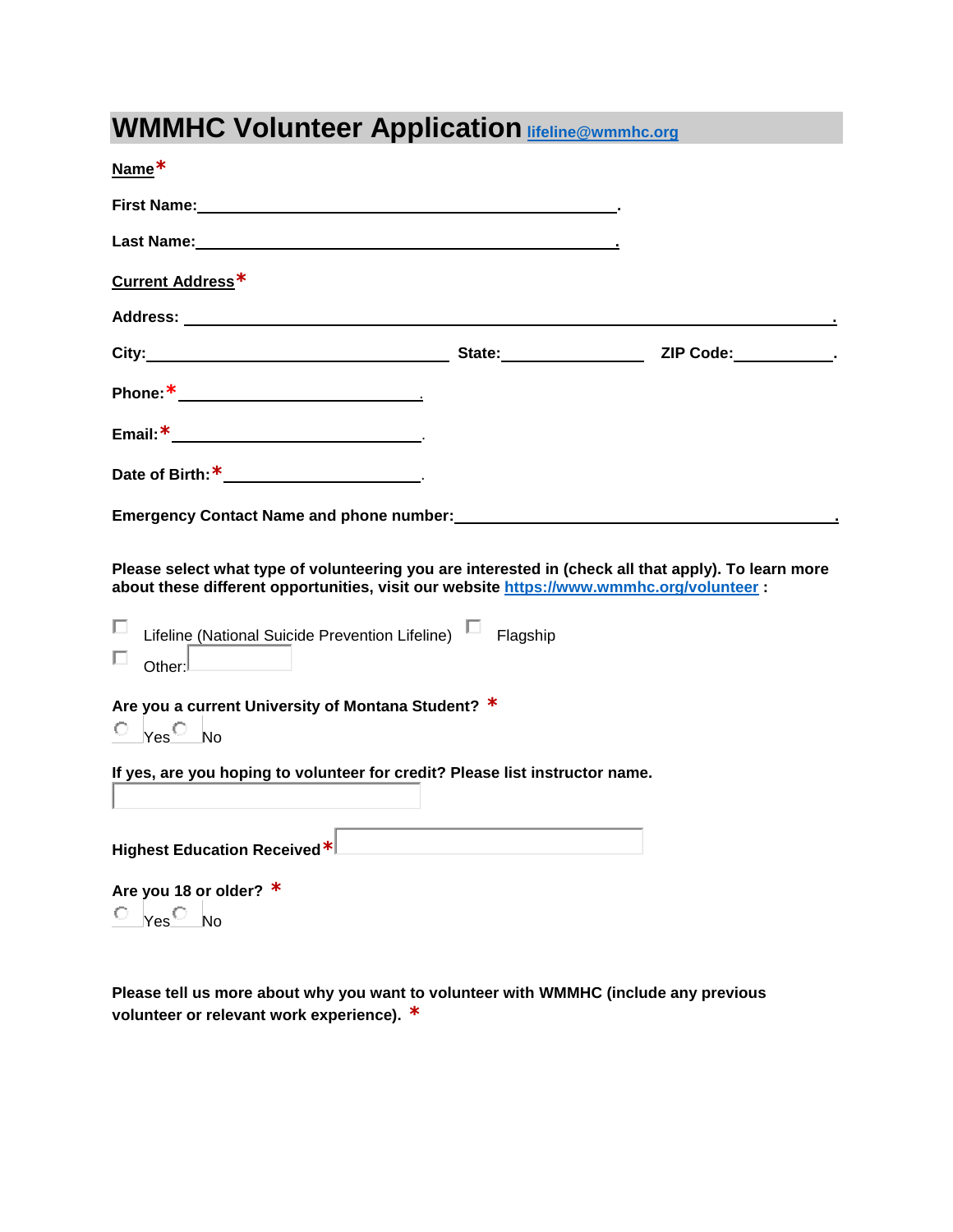# WMMHC Volunteer Application [lifeline@wmmhc.org](mailto:lifeline@wmmhc.org)

**Name***

**First Name:**\_\_\_\_\_\_\_\_\_\_\_\_\_\_\_\_\_\_\_\_\_\_\_\_\_\_\_\_\_\_\_\_\_\_\_\_\_\_\_\_\_\_\_\_.

**Last Name:**\_\_\_\_\_\_\_\_\_\_\_\_\_\_\_\_\_\_\_\_\_\_\_\_\_\_\_\_\_\_\_\_\_\_\_\_\_\_\_\_\_\_\_\_.

**Current Address***

**Address:** \_\_\_\_\_\_\_\_\_\_\_\_\_\_\_\_\_\_\_\_\_\_\_\_\_\_\_\_\_\_\_\_\_\_\_\_\_\_\_\_\_\_\_\_\_\_\_\_\_\_\_\_\_\_\_\_\_\_\_\_\_\_\_\_\_\_.

**City:**\_\_\_\_\_\_\_\_\_\_\_\_\_\_\_\_\_\_\_\_\_\_\_\_\_\_\_\_\_\_\_\_ **State:**\_\_\_\_\_\_\_\_\_\_\_\_\_\_\_ **ZIP Code:**\_\_\_\_\_\_\_\_\_\_\_.

**Phone:*** \_\_\_\_\_\_\_\_\_\_\_\_\_\_\_\_\_\_\_\_\_\_\_\_\_\_.

**Email:*** \_\_\_\_\_\_\_\_\_\_\_\_\_\_\_\_\_\_\_\_\_\_\_\_\_\_\_.

**Date of Birth:*** \_\_\_\_\_\_\_\_\_\_\_\_\_\_\_\_\_\_\_\_\_\_.

**Emergency Contact Name and phone number:**\_\_\_\_\_\_\_\_\_\_\_\_\_\_\_\_\_\_\_\_\_\_\_\_\_\_\_\_\_\_\_\_\_\_\_\_\_\_\_\_.

**Please select what type of volunteering you are interested in (check all that apply). To learn more about these different opportunities, visit our website [https://www.wmmhc.org/volunteer](https://www.wmmhc.org/volunteer) :**

☐ Lifeline (National Suicide Prevention Lifeline) ☐ Flagship

☐ Other: \_\_\_\_\_\_\_\_\_\_

**Are you a current University of Montana Student?** *

○ Yes ○ No

**If yes, are you hoping to volunteer for credit? Please list instructor name.**

\_\_\_\_\_\_\_\_\_\_\_\_\_\_\_\_\_\_\_\_\_\_\_\_\_\_\_\_\_\_\_\_

**Highest Education Received*** \_\_\_\_\_\_\_\_\_\_\_\_\_\_\_\_\_\_\_\_\_\_\_\_\_\_\_\_\_\_

**Are you 18 or older?** *

○ Yes ○ No

**Please tell us more about why you want to volunteer with WMMHC (include any previous volunteer or relevant work experience).** *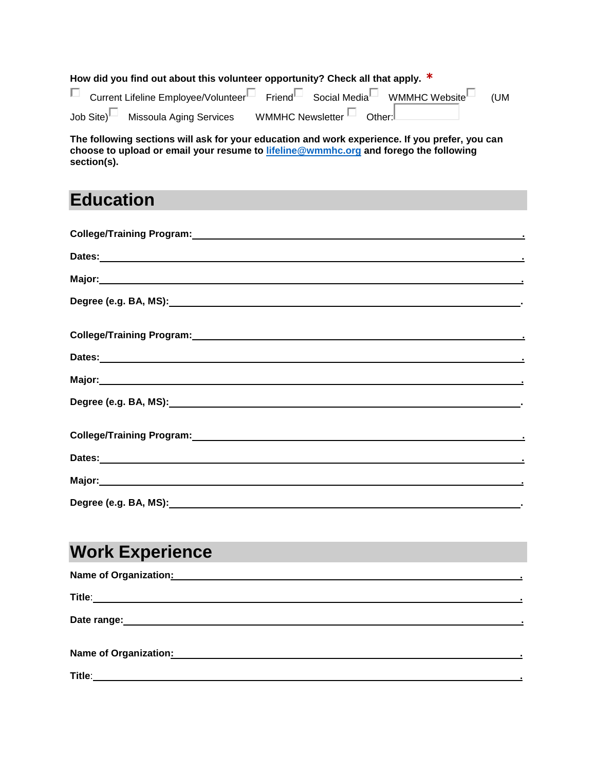**How did you find out about this volunteer opportunity? Check all that apply.** *

☐ Current Lifeline Employee/Volunteer ☐ Friend ☐ Social Media ☐ WMMHC Website ☐ (UM Job Site) ☐ Missoula Aging Services WMMHC Newsletter ☐ Other: ______

**The following sections will ask for your education and work experience. If you prefer, you can choose to upload or email your resume to [lifeline@wmmhc.org](mailto:lifeline@wmmhc.org) and forego the following section(s).**

# Education

**College/Training Program:** ______________________________.

**Dates:** ______________________________.

**Major:** ______________________________.

**Degree (e.g. BA, MS):** ______________________________.

**College/Training Program:** ______________________________.

**Dates:** ______________________________.

**Major:** ______________________________.

**Degree (e.g. BA, MS):** ______________________________.

**College/Training Program:** ______________________________.

**Dates:** ______________________________.

**Major:** ______________________________.

**Degree (e.g. BA, MS):** ______________________________.

# Work Experience

**Name of Organization:** ______________________________.

**Title**: ______________________________.

**Date range:** ______________________________.

**Name of Organization:** ______________________________.

**Title**: ______________________________.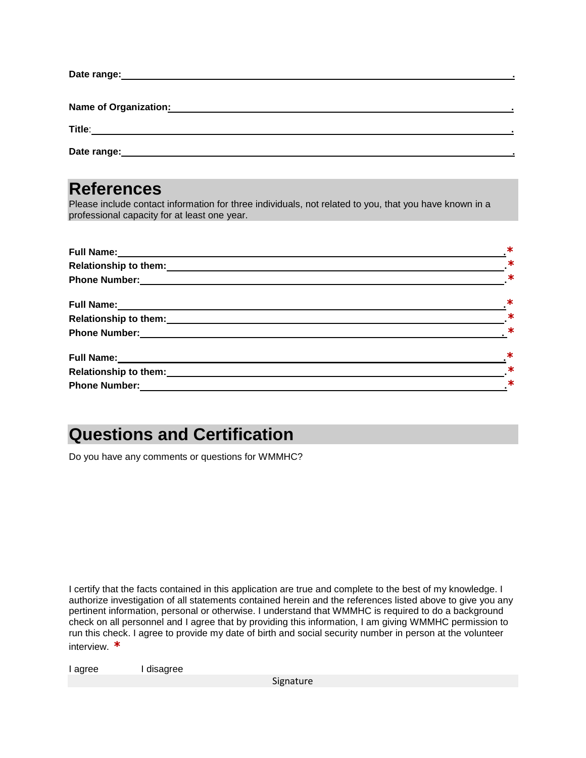**Date range:**\_\_\_\_\_\_\_\_\_\_\_\_\_\_\_\_\_\_\_\_\_\_\_\_\_\_\_\_\_\_\_\_\_\_\_\_\_\_\_\_\_\_\_\_\_\_\_\_\_\_\_\_\_\_\_\_\_\_\_\_.

**Name of Organization:**\_\_\_\_\_\_\_\_\_\_\_\_\_\_\_\_\_\_\_\_\_\_\_\_\_\_\_\_\_\_\_\_\_\_\_\_\_\_\_\_\_\_\_\_\_\_\_\_\_\_.

**Title**:\_\_\_\_\_\_\_\_\_\_\_\_\_\_\_\_\_\_\_\_\_\_\_\_\_\_\_\_\_\_\_\_\_\_\_\_\_\_\_\_\_\_\_\_\_\_\_\_\_\_\_\_\_\_\_\_\_\_\_\_\_\_\_\_.

**Date range:**\_\_\_\_\_\_\_\_\_\_\_\_\_\_\_\_\_\_\_\_\_\_\_\_\_\_\_\_\_\_\_\_\_\_\_\_\_\_\_\_\_\_\_\_\_\_\_\_\_\_\_\_\_\_\_\_\_\_\_\_.

## References

Please include contact information for three individuals, not related to you, that you have known in a professional capacity for at least one year.

**Full Name:**\_\_\_\_\_\_\_\_\_\_\_\_\_\_\_\_\_\_\_\_\_\_\_\_\_\_\_\_\_\_\_\_\_\_\_\_\_\_\_\_\_\_\_\_\_\_\_\_\_\_\_\_\_\_\_\_\_\_\_\_.*
**Relationship to them:**\_\_\_\_\_\_\_\_\_\_\_\_\_\_\_\_\_\_\_\_\_\_\_\_\_\_\_\_\_\_\_\_\_\_\_\_\_\_\_\_\_\_\_\_\_\_\_\_\_\_\_\_.*
**Phone Number:**\_\_\_\_\_\_\_\_\_\_\_\_\_\_\_\_\_\_\_\_\_\_\_\_\_\_\_\_\_\_\_\_\_\_\_\_\_\_\_\_\_\_\_\_\_\_\_\_\_\_\_\_\_\_\_\_\_.*

**Full Name:**\_\_\_\_\_\_\_\_\_\_\_\_\_\_\_\_\_\_\_\_\_\_\_\_\_\_\_\_\_\_\_\_\_\_\_\_\_\_\_\_\_\_\_\_\_\_\_\_\_\_\_\_\_\_\_\_\_\_\_\_.*
**Relationship to them:**\_\_\_\_\_\_\_\_\_\_\_\_\_\_\_\_\_\_\_\_\_\_\_\_\_\_\_\_\_\_\_\_\_\_\_\_\_\_\_\_\_\_\_\_\_\_\_\_\_\_\_\_.*
**Phone Number:**\_\_\_\_\_\_\_\_\_\_\_\_\_\_\_\_\_\_\_\_\_\_\_\_\_\_\_\_\_\_\_\_\_\_\_\_\_\_\_\_\_\_\_\_\_\_\_\_\_\_\_\_\_\_\_\_\_.*

**Full Name:**\_\_\_\_\_\_\_\_\_\_\_\_\_\_\_\_\_\_\_\_\_\_\_\_\_\_\_\_\_\_\_\_\_\_\_\_\_\_\_\_\_\_\_\_\_\_\_\_\_\_\_\_\_\_\_\_\_\_\_\_.*
**Relationship to them:**\_\_\_\_\_\_\_\_\_\_\_\_\_\_\_\_\_\_\_\_\_\_\_\_\_\_\_\_\_\_\_\_\_\_\_\_\_\_\_\_\_\_\_\_\_\_\_\_\_\_\_\_.*
**Phone Number:**\_\_\_\_\_\_\_\_\_\_\_\_\_\_\_\_\_\_\_\_\_\_\_\_\_\_\_\_\_\_\_\_\_\_\_\_\_\_\_\_\_\_\_\_\_\_\_\_\_\_\_\_\_\_\_\_\_.*

## Questions and Certification

Do you have any comments or questions for WMMHC?

I certify that the facts contained in this application are true and complete to the best of my knowledge. I authorize investigation of all statements contained herein and the references listed above to give you any pertinent information, personal or otherwise. I understand that WMMHC is required to do a background check on all personnel and I agree that by providing this information, I am giving WMMHC permission to run this check. I agree to provide my date of birth and social security number in person at the volunteer interview. *

I agree I disagree

Signature